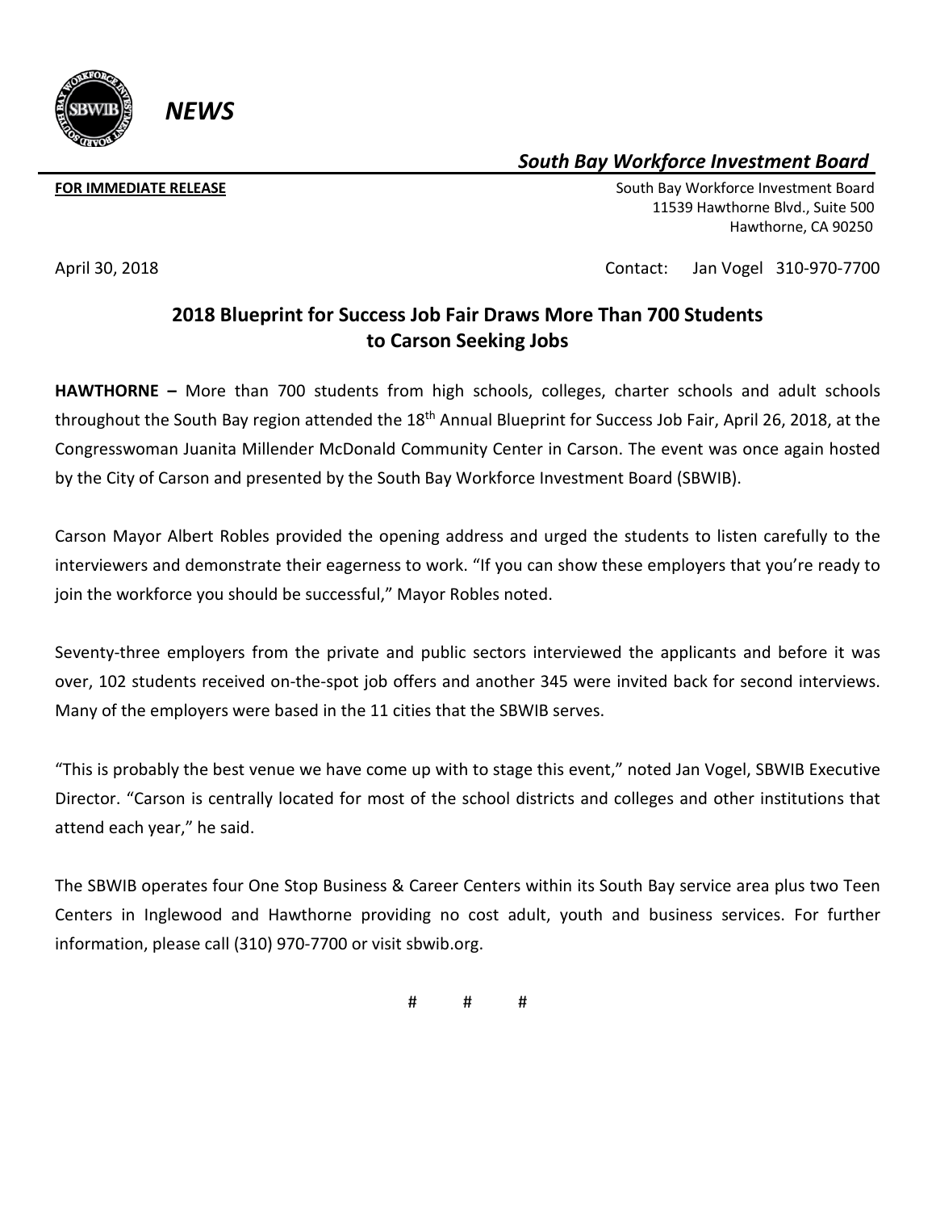*NEWS*

***South Bay Workforce Investment Board***

**FOR IMMEDIATE RELEASE**

South Bay Workforce Investment Board
11539 Hawthorne Blvd., Suite 500
Hawthorne, CA 90250

April 30, 2018

Contact: Jan Vogel 310-970-7700

## 2018 Blueprint for Success Job Fair Draws More Than 700 Students to Carson Seeking Jobs

**HAWTHORNE –** More than 700 students from high schools, colleges, charter schools and adult schools throughout the South Bay region attended the 18th Annual Blueprint for Success Job Fair, April 26, 2018, at the Congresswoman Juanita Millender McDonald Community Center in Carson. The event was once again hosted by the City of Carson and presented by the South Bay Workforce Investment Board (SBWIB).

Carson Mayor Albert Robles provided the opening address and urged the students to listen carefully to the interviewers and demonstrate their eagerness to work. "If you can show these employers that you're ready to join the workforce you should be successful," Mayor Robles noted.

Seventy-three employers from the private and public sectors interviewed the applicants and before it was over, 102 students received on-the-spot job offers and another 345 were invited back for second interviews. Many of the employers were based in the 11 cities that the SBWIB serves.

"This is probably the best venue we have come up with to stage this event," noted Jan Vogel, SBWIB Executive Director. "Carson is centrally located for most of the school districts and colleges and other institutions that attend each year," he said.

The SBWIB operates four One Stop Business & Career Centers within its South Bay service area plus two Teen Centers in Inglewood and Hawthorne providing no cost adult, youth and business services. For further information, please call (310) 970-7700 or visit sbwib.org.

# # #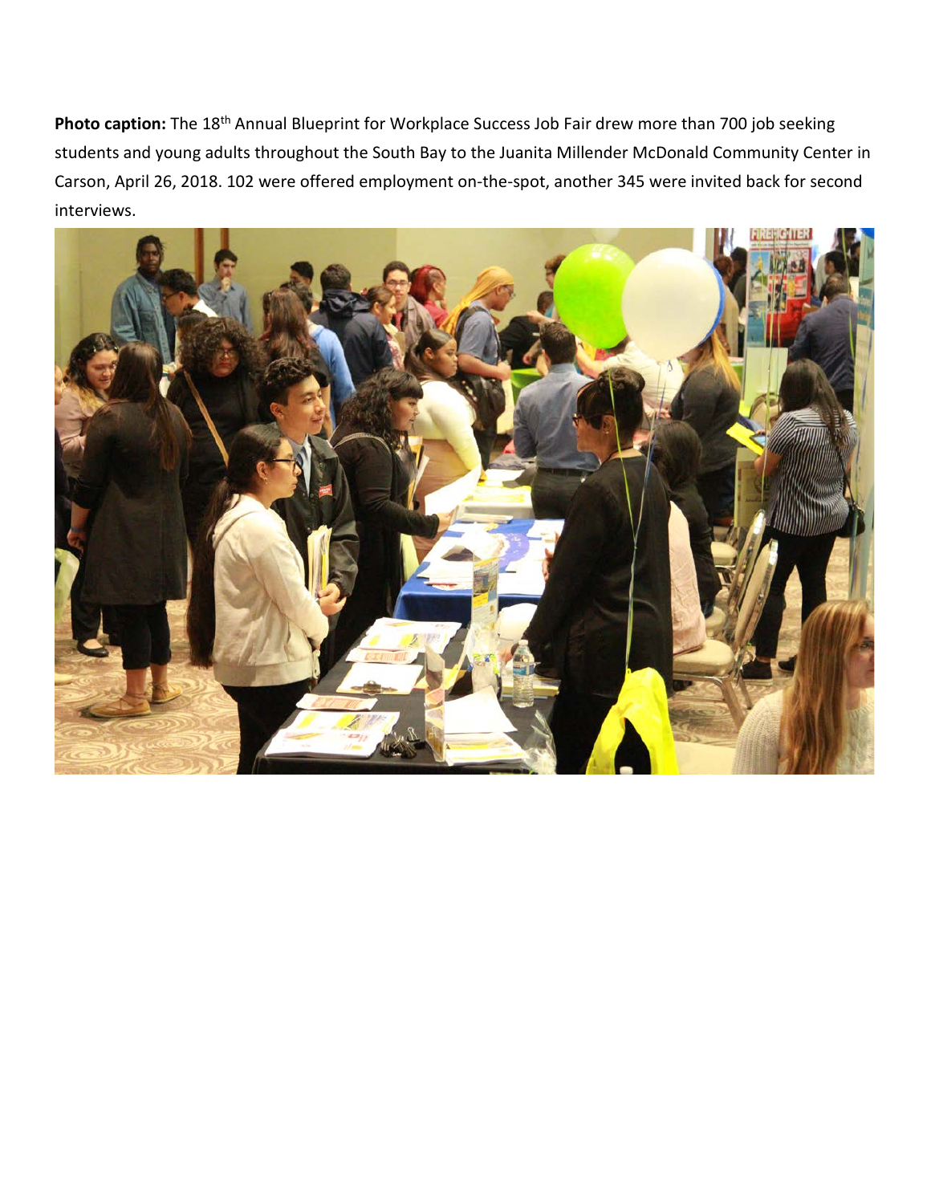**Photo caption:** The 18th Annual Blueprint for Workplace Success Job Fair drew more than 700 job seeking students and young adults throughout the South Bay to the Juanita Millender McDonald Community Center in Carson, April 26, 2018. 102 were offered employment on-the-spot, another 345 were invited back for second interviews.